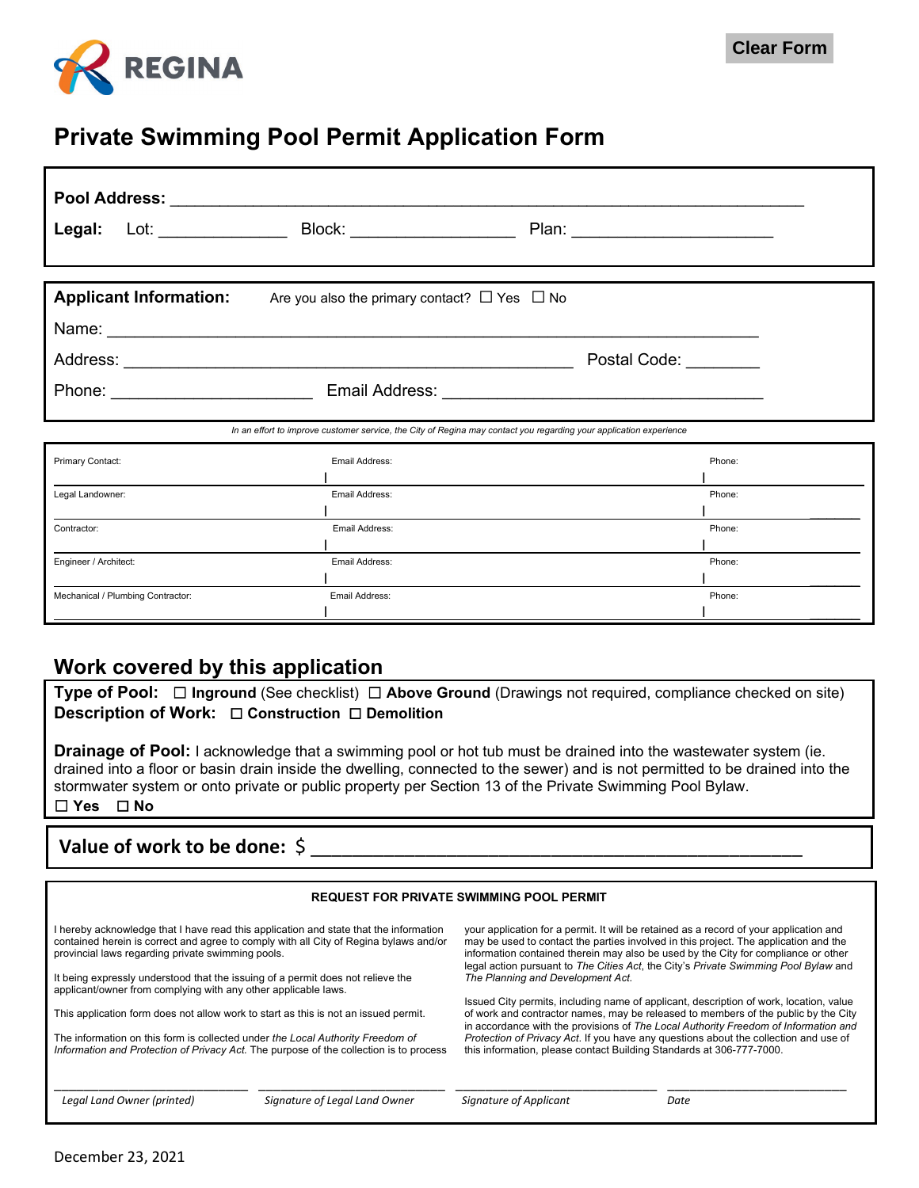REGINA

Clear Form

# Private Swimming Pool Permit Application Form

**Pool Address:** ___________________________________________________________________

**Legal:** Lot: ______________ Block: __________________ Plan: ______________________

**Applicant Information:** Are you also the primary contact? ☐ Yes ☐ No

Name: ______________________________________________________________________

Address: ___________________________________________________ Postal Code: ________

Phone: ______________________ Email Address: ___________________________________

*In an effort to improve customer service, the City of Regina may contact you regarding your application experience*

| | | |
|---|---|---|
| Primary Contact: | Email Address: | Phone: |
| Legal Landowner: | Email Address: | Phone: |
| Contractor: | Email Address: | Phone: |
| Engineer / Architect: | Email Address: | Phone: |
| Mechanical / Plumbing Contractor: | Email Address: | Phone: |

## Work covered by this application

**Type of Pool:** ☐ **Inground** (See checklist) ☐ **Above Ground** (Drawings not required, compliance checked on site)

**Description of Work:** ☐ **Construction** ☐ **Demolition**

**Drainage of Pool:** I acknowledge that a swimming pool or hot tub must be drained into the wastewater system (ie. drained into a floor or basin drain inside the dwelling, connected to the sewer) and is not permitted to be drained into the stormwater system or onto private or public property per Section 13 of the Private Swimming Pool Bylaw.

☐ **Yes** ☐ **No**

**Value of work to be done:** $ ________________________________________________

**REQUEST FOR PRIVATE SWIMMING POOL PERMIT**

I hereby acknowledge that I have read this application and state that the information contained herein is correct and agree to comply with all City of Regina bylaws and/or provincial laws regarding private swimming pools.

It being expressly understood that the issuing of a permit does not relieve the applicant/owner from complying with any other applicable laws.

This application form does not allow work to start as this is not an issued permit.

The information on this form is collected under *the Local Authority Freedom of Information and Protection of Privacy Act.* The purpose of the collection is to process your application for a permit. It will be retained as a record of your application and may be used to contact the parties involved in this project. The application and the information contained therein may also be used by the City for compliance or other legal action pursuant to *The Cities Act*, the City's *Private Swimming Pool Bylaw* and *The Planning and Development Act.*

Issued City permits, including name of applicant, description of work, location, value of work and contractor names, may be released to members of the public by the City in accordance with the provisions of *The Local Authority Freedom of Information and Protection of Privacy Act.* If you have any questions about the collection and use of this information, please contact Building Standards at 306-777-7000.

| | | | |
|---|---|---|---|
| ____________________ | ____________________ | ____________________ | ____________________ |
| *Legal Land Owner (printed)* | *Signature of Legal Land Owner* | *Signature of Applicant* | *Date* |

December 23, 2021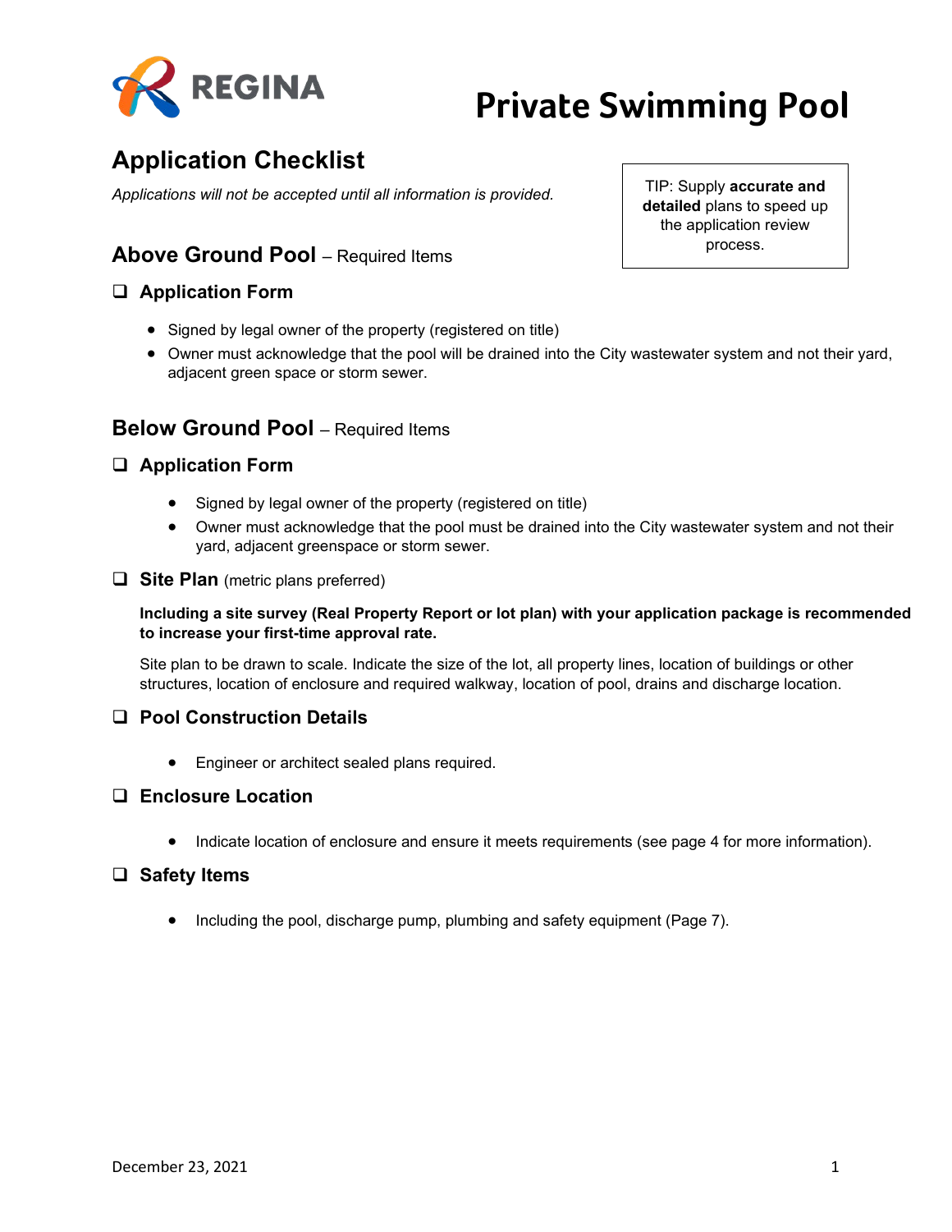# Private Swimming Pool

## Application Checklist

*Applications will not be accepted until all information is provided.*

> TIP: Supply **accurate and detailed** plans to speed up the application review process.

### Above Ground Pool – Required Items

- [ ] **Application Form**
  - Signed by legal owner of the property (registered on title)
  - Owner must acknowledge that the pool will be drained into the City wastewater system and not their yard, adjacent green space or storm sewer.

### Below Ground Pool – Required Items

- [ ] **Application Form**
  - Signed by legal owner of the property (registered on title)
  - Owner must acknowledge that the pool must be drained into the City wastewater system and not their yard, adjacent greenspace or storm sewer.

- [ ] **Site Plan** (metric plans preferred)

  **Including a site survey (Real Property Report or lot plan) with your application package is recommended to increase your first-time approval rate.**

  Site plan to be drawn to scale. Indicate the size of the lot, all property lines, location of buildings or other structures, location of enclosure and required walkway, location of pool, drains and discharge location.

- [ ] **Pool Construction Details**
  - Engineer or architect sealed plans required.

- [ ] **Enclosure Location**
  - Indicate location of enclosure and ensure it meets requirements (see page 4 for more information).

- [ ] **Safety Items**
  - Including the pool, discharge pump, plumbing and safety equipment (Page 7).

December 23, 2021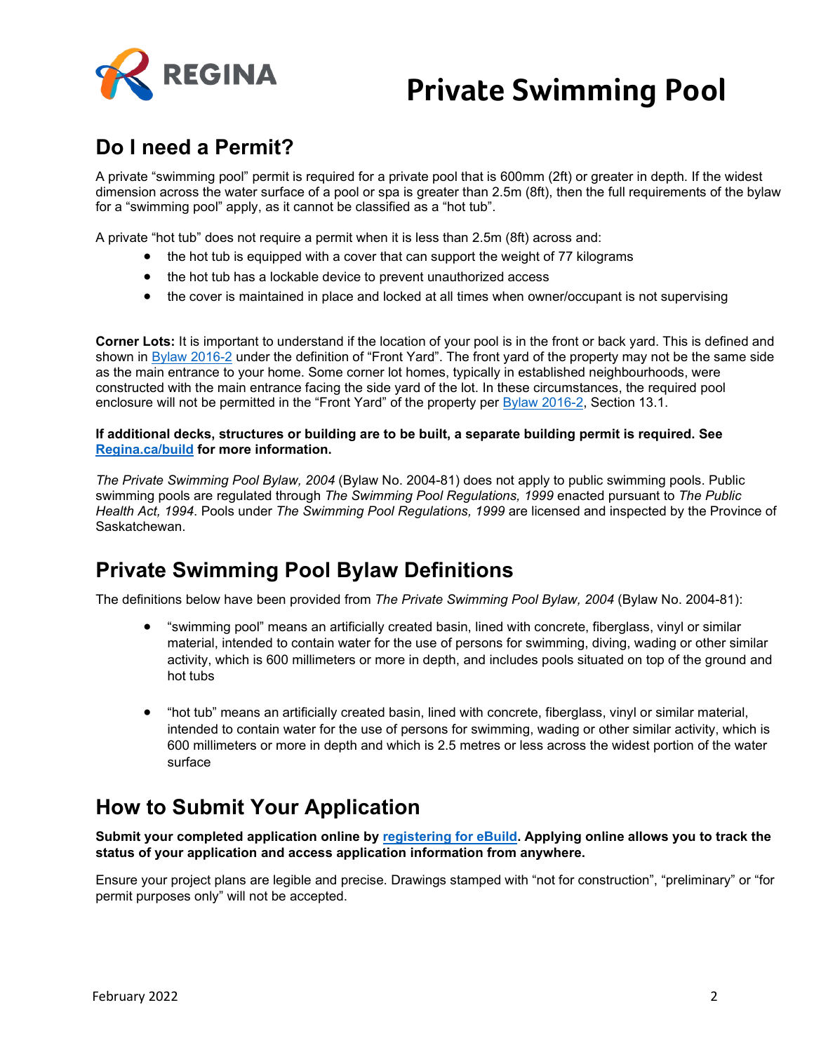# Private Swimming Pool

## Do I need a Permit?

A private "swimming pool" permit is required for a private pool that is 600mm (2ft) or greater in depth. If the widest dimension across the water surface of a pool or spa is greater than 2.5m (8ft), then the full requirements of the bylaw for a "swimming pool" apply, as it cannot be classified as a "hot tub".

A private "hot tub" does not require a permit when it is less than 2.5m (8ft) across and:

- the hot tub is equipped with a cover that can support the weight of 77 kilograms
- the hot tub has a lockable device to prevent unauthorized access
- the cover is maintained in place and locked at all times when owner/occupant is not supervising

**Corner Lots:** It is important to understand if the location of your pool is in the front or back yard. This is defined and shown in Bylaw 2016-2 under the definition of "Front Yard". The front yard of the property may not be the same side as the main entrance to your home. Some corner lot homes, typically in established neighbourhoods, were constructed with the main entrance facing the side yard of the lot. In these circumstances, the required pool enclosure will not be permitted in the "Front Yard" of the property per Bylaw 2016-2, Section 13.1.

**If additional decks, structures or building are to be built, a separate building permit is required. See Regina.ca/build for more information.**

*The Private Swimming Pool Bylaw, 2004* (Bylaw No. 2004-81) does not apply to public swimming pools. Public swimming pools are regulated through *The Swimming Pool Regulations, 1999* enacted pursuant to *The Public Health Act, 1994*. Pools under *The Swimming Pool Regulations, 1999* are licensed and inspected by the Province of Saskatchewan.

## Private Swimming Pool Bylaw Definitions

The definitions below have been provided from *The Private Swimming Pool Bylaw, 2004* (Bylaw No. 2004-81):

- "swimming pool" means an artificially created basin, lined with concrete, fiberglass, vinyl or similar material, intended to contain water for the use of persons for swimming, diving, wading or other similar activity, which is 600 millimeters or more in depth, and includes pools situated on top of the ground and hot tubs

- "hot tub" means an artificially created basin, lined with concrete, fiberglass, vinyl or similar material, intended to contain water for the use of persons for swimming, wading or other similar activity, which is 600 millimeters or more in depth and which is 2.5 metres or less across the widest portion of the water surface

## How to Submit Your Application

**Submit your completed application online by registering for eBuild. Applying online allows you to track the status of your application and access application information from anywhere.**

Ensure your project plans are legible and precise. Drawings stamped with "not for construction", "preliminary" or "for permit purposes only" will not be accepted.

February 2022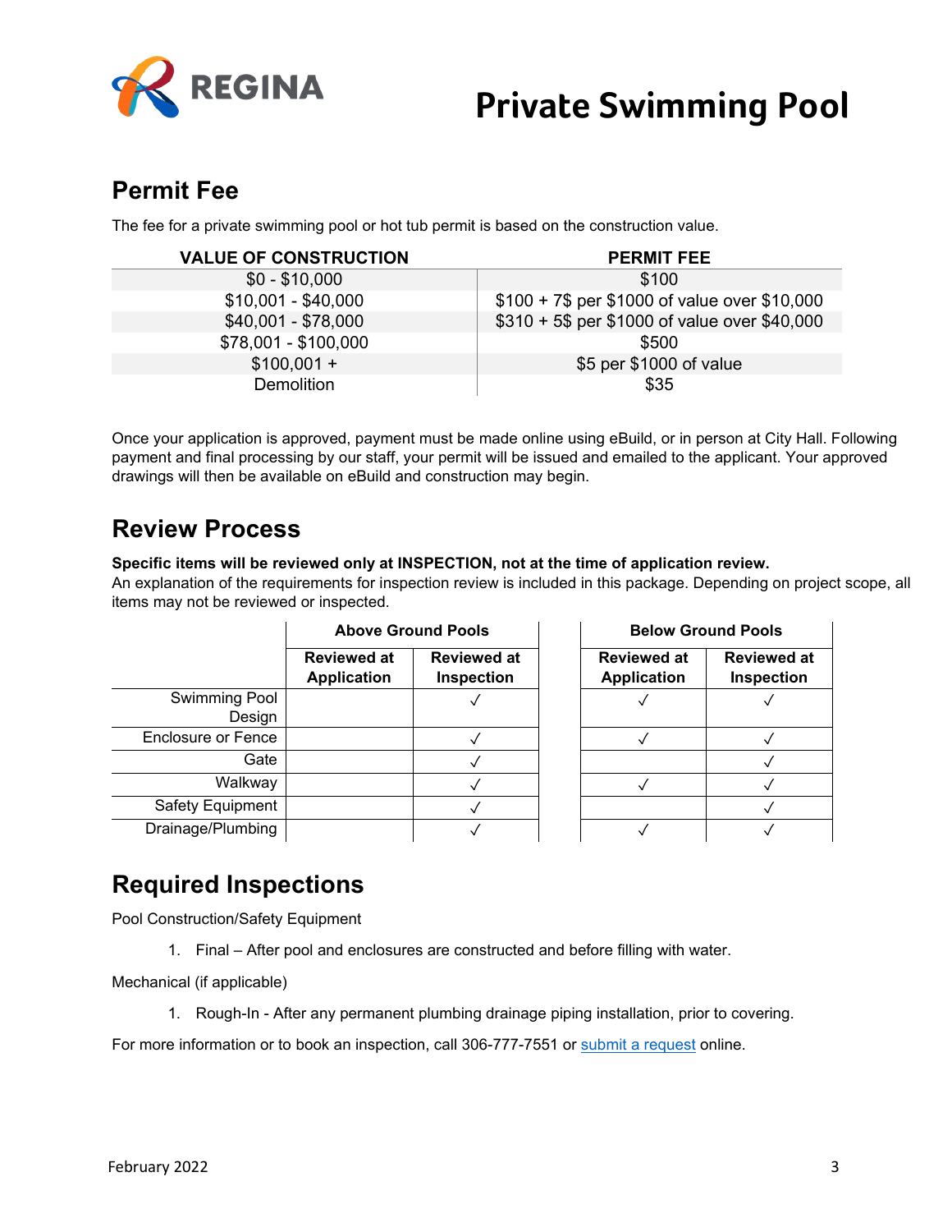# Private Swimming Pool

## Permit Fee

The fee for a private swimming pool or hot tub permit is based on the construction value.

| VALUE OF CONSTRUCTION | PERMIT FEE |
|---|---|
| $0 - $10,000 | $100 |
| $10,001 - $40,000 | $100 + 7$ per $1000 of value over $10,000 |
| $40,001 - $78,000 | $310 + 5$ per $1000 of value over $40,000 |
| $78,001 - $100,000 | $500 |
| $100,001 + | $5 per $1000 of value |
| Demolition | $35 |

Once your application is approved, payment must be made online using eBuild, or in person at City Hall. Following payment and final processing by our staff, your permit will be issued and emailed to the applicant. Your approved drawings will then be available on eBuild and construction may begin.

## Review Process

**Specific items will be reviewed only at INSPECTION, not at the time of application review.**
An explanation of the requirements for inspection review is included in this package. Depending on project scope, all items may not be reviewed or inspected.

| | Above Ground Pools | | Below Ground Pools | |
|---|---|---|---|---|
| | Reviewed at Application | Reviewed at Inspection | Reviewed at Application | Reviewed at Inspection |
| Swimming Pool Design | | ✓ | ✓ | ✓ |
| Enclosure or Fence | | ✓ | ✓ | ✓ |
| Gate | | ✓ | | ✓ |
| Walkway | | ✓ | ✓ | ✓ |
| Safety Equipment | | ✓ | | ✓ |
| Drainage/Plumbing | | ✓ | ✓ | ✓ |

## Required Inspections

Pool Construction/Safety Equipment

1. Final – After pool and enclosures are constructed and before filling with water.

Mechanical (if applicable)

1. Rough-In - After any permanent plumbing drainage piping installation, prior to covering.

For more information or to book an inspection, call 306-777-7551 or submit a request online.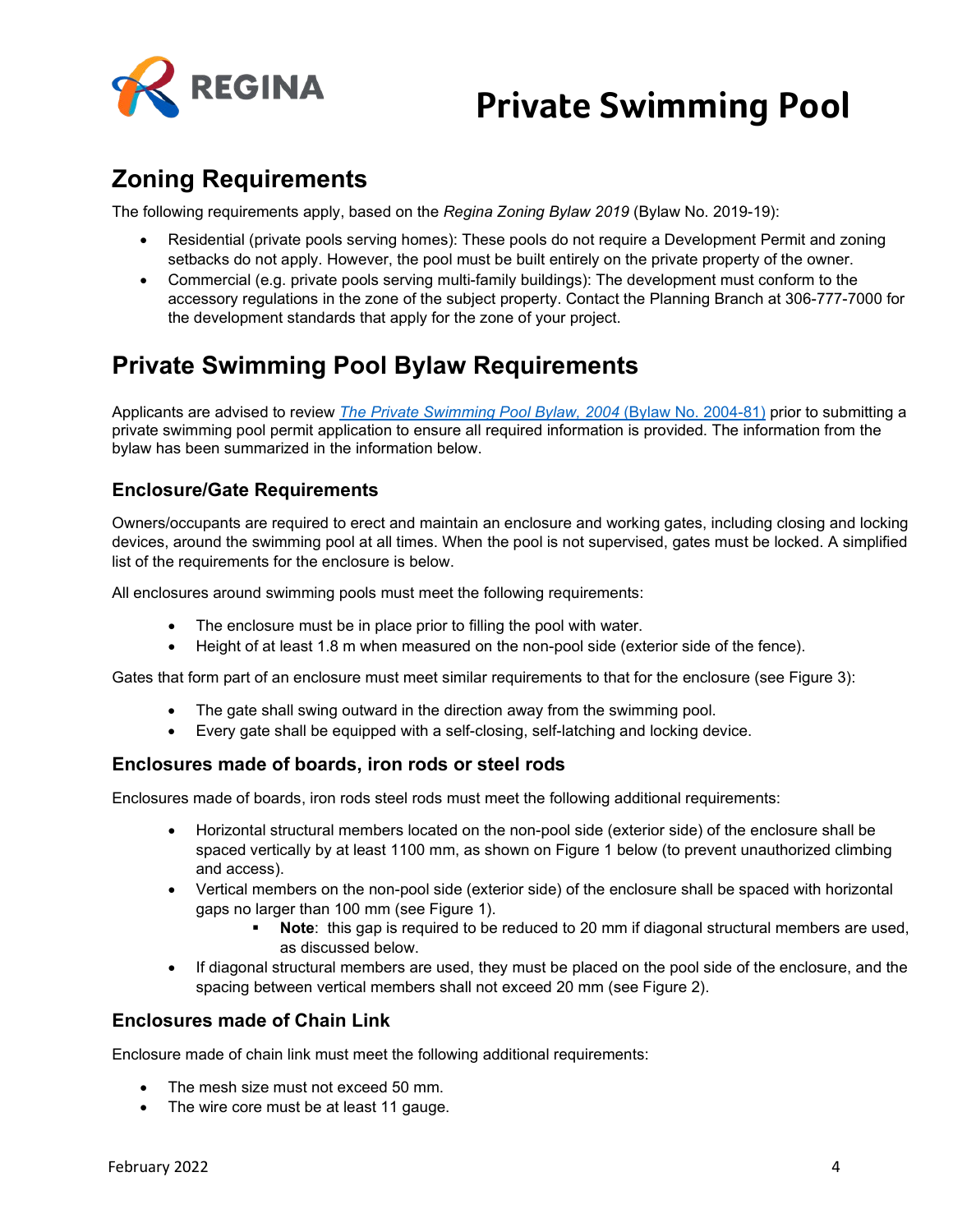# Private Swimming Pool

## Zoning Requirements

The following requirements apply, based on the *Regina Zoning Bylaw 2019* (Bylaw No. 2019-19):

- Residential (private pools serving homes): These pools do not require a Development Permit and zoning setbacks do not apply. However, the pool must be built entirely on the private property of the owner.
- Commercial (e.g. private pools serving multi-family buildings): The development must conform to the accessory regulations in the zone of the subject property. Contact the Planning Branch at 306-777-7000 for the development standards that apply for the zone of your project.

## Private Swimming Pool Bylaw Requirements

Applicants are advised to review *The Private Swimming Pool Bylaw, 2004* (Bylaw No. 2004-81) prior to submitting a private swimming pool permit application to ensure all required information is provided. The information from the bylaw has been summarized in the information below.

### Enclosure/Gate Requirements

Owners/occupants are required to erect and maintain an enclosure and working gates, including closing and locking devices, around the swimming pool at all times. When the pool is not supervised, gates must be locked. A simplified list of the requirements for the enclosure is below.

All enclosures around swimming pools must meet the following requirements:

- The enclosure must be in place prior to filling the pool with water.
- Height of at least 1.8 m when measured on the non-pool side (exterior side of the fence).

Gates that form part of an enclosure must meet similar requirements to that for the enclosure (see Figure 3):

- The gate shall swing outward in the direction away from the swimming pool.
- Every gate shall be equipped with a self-closing, self-latching and locking device.

### Enclosures made of boards, iron rods or steel rods

Enclosures made of boards, iron rods steel rods must meet the following additional requirements:

- Horizontal structural members located on the non-pool side (exterior side) of the enclosure shall be spaced vertically by at least 1100 mm, as shown on Figure 1 below (to prevent unauthorized climbing and access).
- Vertical members on the non-pool side (exterior side) of the enclosure shall be spaced with horizontal gaps no larger than 100 mm (see Figure 1).
  - **Note**: this gap is required to be reduced to 20 mm if diagonal structural members are used, as discussed below.
- If diagonal structural members are used, they must be placed on the pool side of the enclosure, and the spacing between vertical members shall not exceed 20 mm (see Figure 2).

### Enclosures made of Chain Link

Enclosure made of chain link must meet the following additional requirements:

- The mesh size must not exceed 50 mm.
- The wire core must be at least 11 gauge.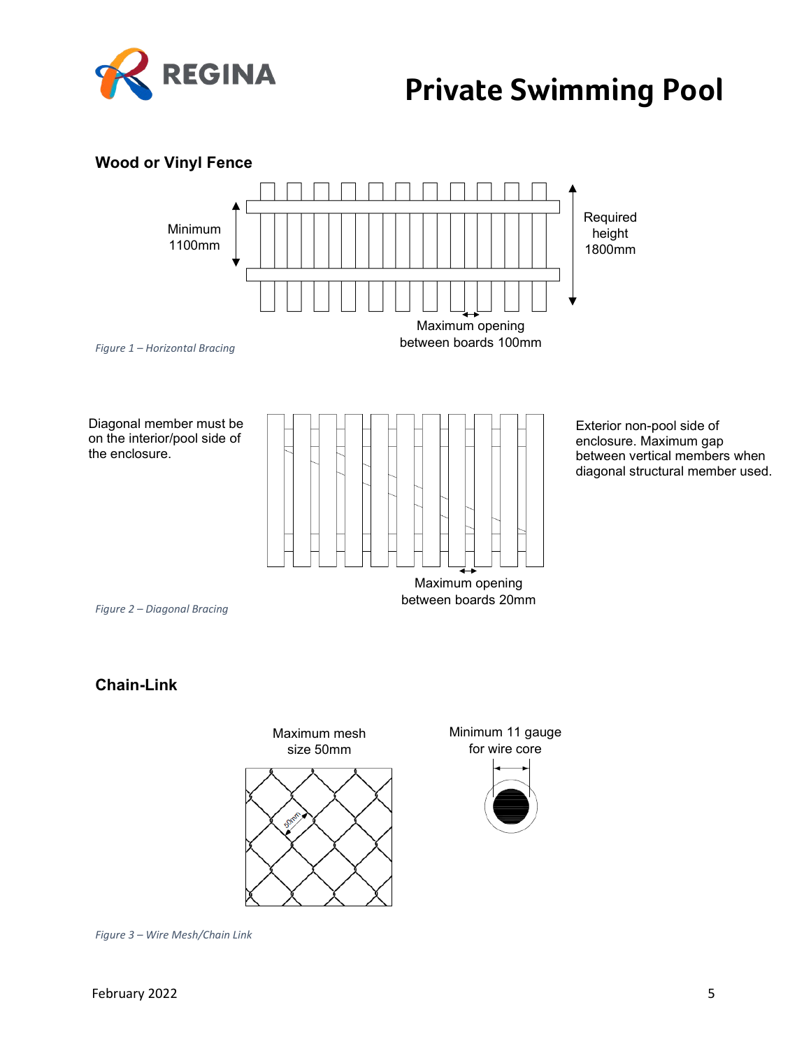## Wood or Vinyl Fence

Minimum 1100mm

Required height 1800mm

Maximum opening between boards 100mm

*Figure 1 – Horizontal Bracing*

Diagonal member must be on the interior/pool side of the enclosure.

Exterior non-pool side of enclosure. Maximum gap between vertical members when diagonal structural member used.

Maximum opening between boards 20mm

*Figure 2 – Diagonal Bracing*

## Chain-Link

Maximum mesh size 50mm

50mm

Minimum 11 gauge for wire core

*Figure 3 – Wire Mesh/Chain Link*

February 2022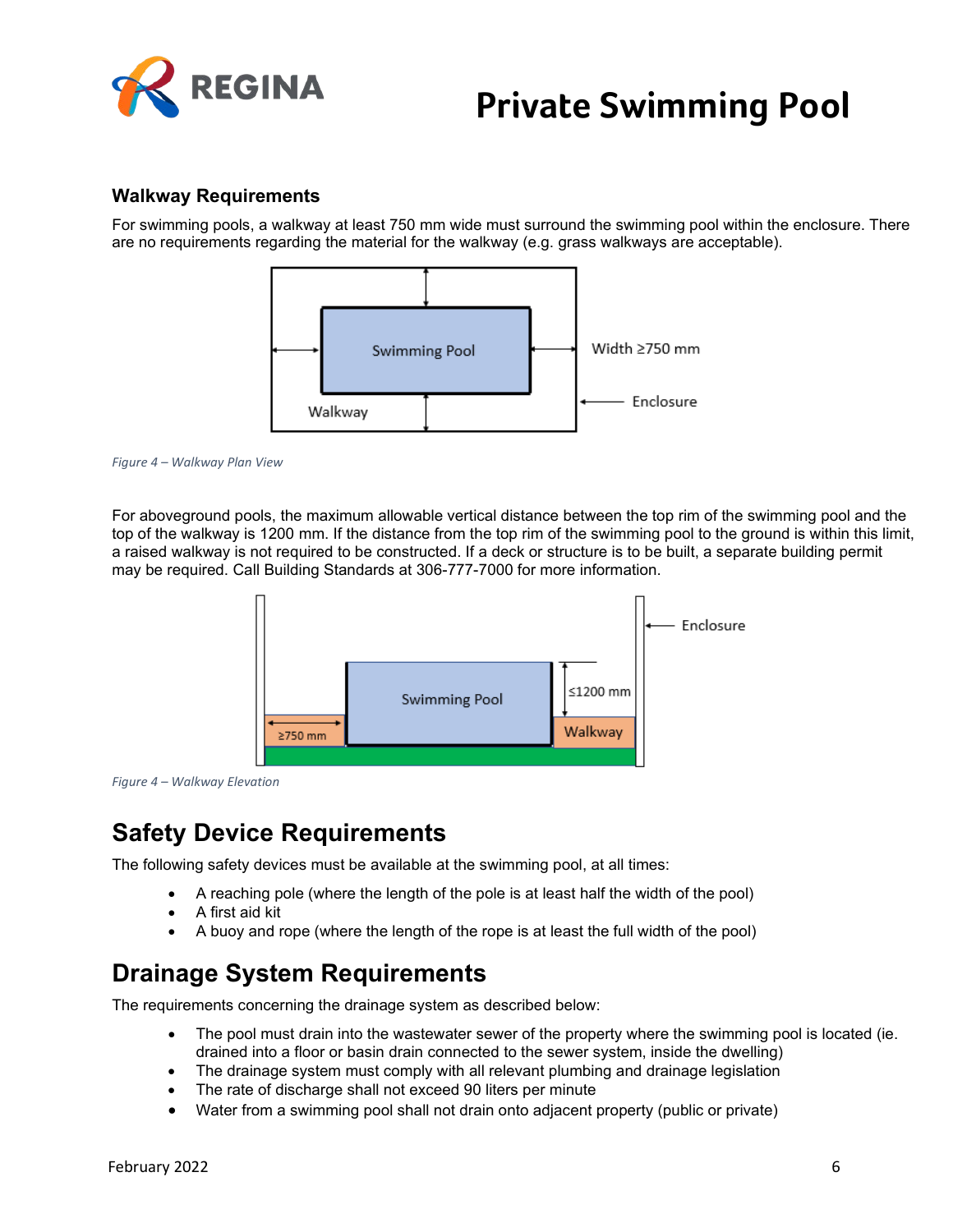# Private Swimming Pool

### Walkway Requirements

For swimming pools, a walkway at least 750 mm wide must surround the swimming pool within the enclosure. There are no requirements regarding the material for the walkway (e.g. grass walkways are acceptable).

Swimming Pool

Width ≥750 mm

Walkway

Enclosure

*Figure 4 – Walkway Plan View*

For aboveground pools, the maximum allowable vertical distance between the top rim of the swimming pool and the top of the walkway is 1200 mm. If the distance from the top rim of the swimming pool to the ground is within this limit, a raised walkway is not required to be constructed. If a deck or structure is to be built, a separate building permit may be required. Call Building Standards at 306-777-7000 for more information.

Enclosure

Swimming Pool

≤1200 mm

≥750 mm

Walkway

*Figure 4 – Walkway Elevation*

## Safety Device Requirements

The following safety devices must be available at the swimming pool, at all times:

- A reaching pole (where the length of the pole is at least half the width of the pool)
- A first aid kit
- A buoy and rope (where the length of the rope is at least the full width of the pool)

## Drainage System Requirements

The requirements concerning the drainage system as described below:

- The pool must drain into the wastewater sewer of the property where the swimming pool is located (ie. drained into a floor or basin drain connected to the sewer system, inside the dwelling)
- The drainage system must comply with all relevant plumbing and drainage legislation
- The rate of discharge shall not exceed 90 liters per minute
- Water from a swimming pool shall not drain onto adjacent property (public or private)